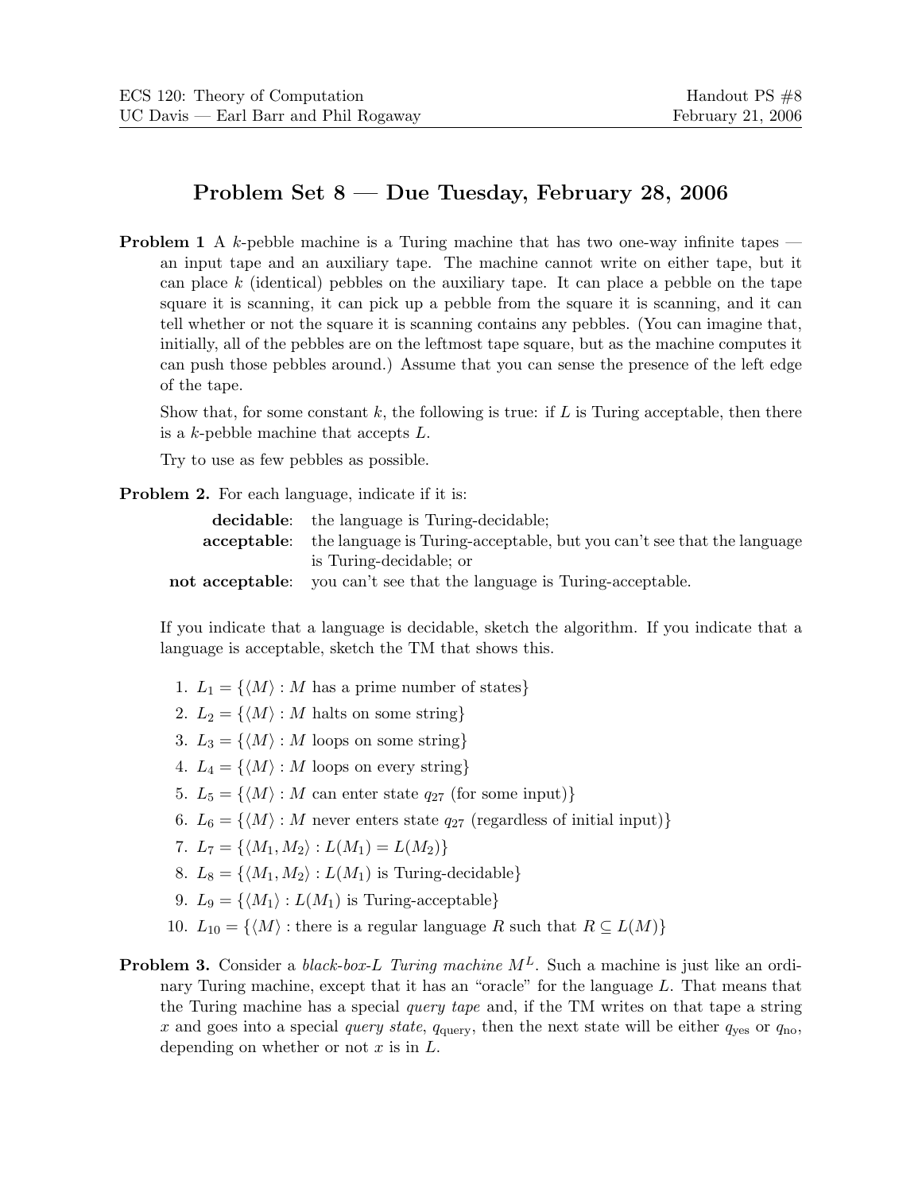ECS 120: Theory of Computation
UC Davis — Earl Barr and Phil Rogaway

Handout PS #8
February 21, 2006

# Problem Set 8 — Due Tuesday, February 28, 2006

**Problem 1** A $k$-pebble machine is a Turing machine that has two one-way infinite tapes — an input tape and an auxiliary tape. The machine cannot write on either tape, but it can place $k$ (identical) pebbles on the auxiliary tape. It can place a pebble on the tape square it is scanning, it can pick up a pebble from the square it is scanning, and it can tell whether or not the square it is scanning contains any pebbles. (You can imagine that, initially, all of the pebbles are on the leftmost tape square, but as the machine computes it can push those pebbles around.) Assume that you can sense the presence of the left edge of the tape.

Show that, for some constant $k$, the following is true: if $L$ is Turing acceptable, then there is a $k$-pebble machine that accepts $L$.

Try to use as few pebbles as possible.

**Problem 2.** For each language, indicate if it is:

**decidable**: the language is Turing-decidable;
**acceptable**: the language is Turing-acceptable, but you can't see that the language is Turing-decidable; or
**not acceptable**: you can't see that the language is Turing-acceptable.

If you indicate that a language is decidable, sketch the algorithm. If you indicate that a language is acceptable, sketch the TM that shows this.

1. $L_1 = \{\langle M \rangle : M \text{ has a prime number of states}\}$
2. $L_2 = \{\langle M \rangle : M \text{ halts on some string}\}$
3. $L_3 = \{\langle M \rangle : M \text{ loops on some string}\}$
4. $L_4 = \{\langle M \rangle : M \text{ loops on every string}\}$
5. $L_5 = \{\langle M \rangle : M \text{ can enter state } q_{27} \text{ (for some input)}\}$
6. $L_6 = \{\langle M \rangle : M \text{ never enters state } q_{27} \text{ (regardless of initial input)}\}$
7. $L_7 = \{\langle M_1, M_2 \rangle : L(M_1) = L(M_2)\}$
8. $L_8 = \{\langle M_1, M_2 \rangle : L(M_1) \text{ is Turing-decidable}\}$
9. $L_9 = \{\langle M_1 \rangle : L(M_1) \text{ is Turing-acceptable}\}$
10. $L_{10} = \{\langle M \rangle : \text{there is a regular language } R \text{ such that } R \subseteq L(M)\}$

**Problem 3.** Consider a *black-box-L Turing machine* $M^L$. Such a machine is just like an ordinary Turing machine, except that it has an "oracle" for the language $L$. That means that the Turing machine has a special *query tape* and, if the TM writes on that tape a string $x$ and goes into a special *query state*, $q_{\text{query}}$, then the next state will be either $q_{\text{yes}}$ or $q_{\text{no}}$, depending on whether or not $x$ is in $L$.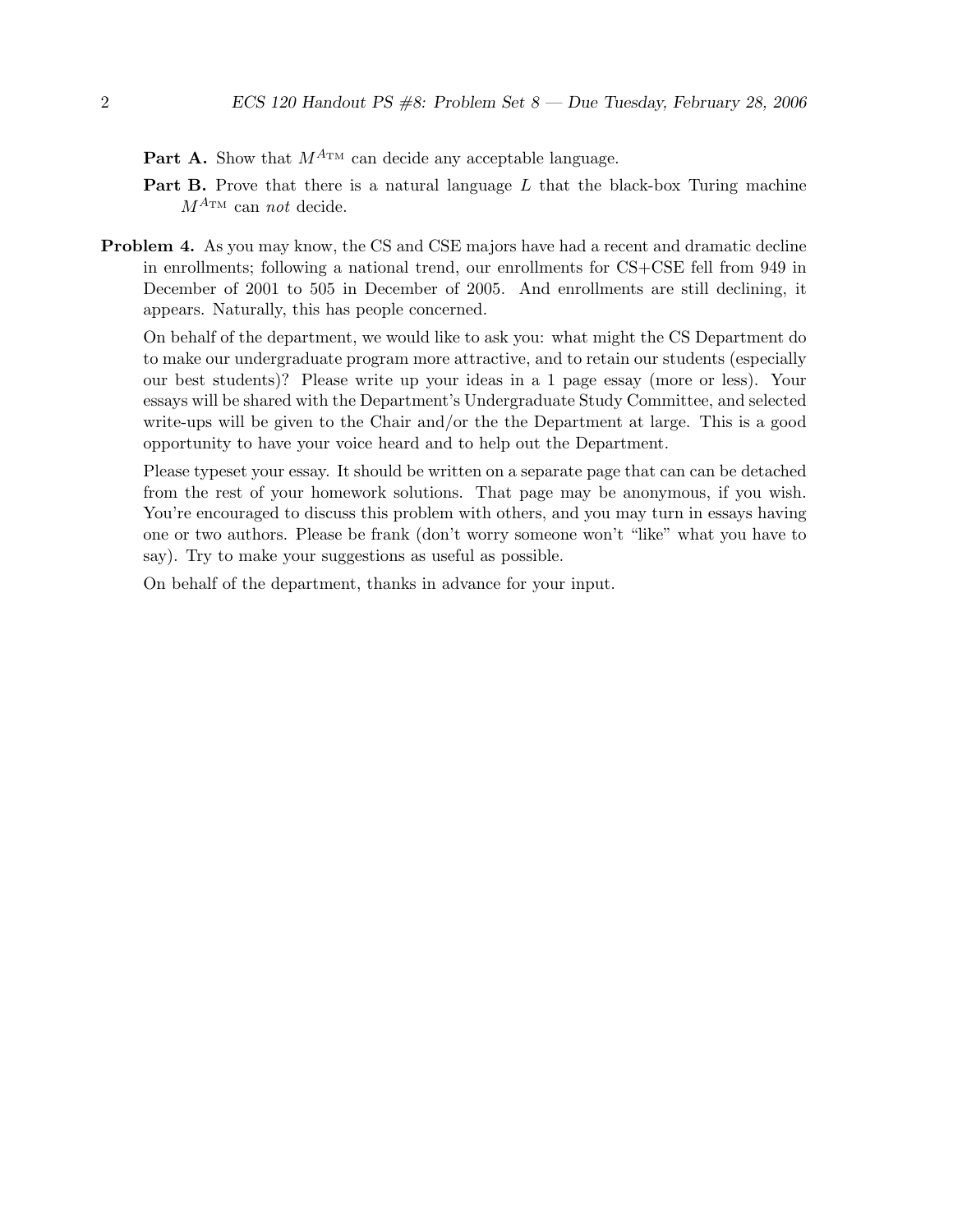**Part A.** Show that $M^{A_{\mathrm{TM}}}$ can decide any acceptable language.

**Part B.** Prove that there is a natural language $L$ that the black-box Turing machine $M^{A_{\mathrm{TM}}}$ can *not* decide.

**Problem 4.** As you may know, the CS and CSE majors have had a recent and dramatic decline in enrollments; following a national trend, our enrollments for CS+CSE fell from 949 in December of 2001 to 505 in December of 2005. And enrollments are still declining, it appears. Naturally, this has people concerned.

On behalf of the department, we would like to ask you: what might the CS Department do to make our undergraduate program more attractive, and to retain our students (especially our best students)? Please write up your ideas in a 1 page essay (more or less). Your essays will be shared with the Department's Undergraduate Study Committee, and selected write-ups will be given to the Chair and/or the the Department at large. This is a good opportunity to have your voice heard and to help out the Department.

Please typeset your essay. It should be written on a separate page that can can be detached from the rest of your homework solutions. That page may be anonymous, if you wish. You're encouraged to discuss this problem with others, and you may turn in essays having one or two authors. Please be frank (don't worry someone won't "like" what you have to say). Try to make your suggestions as useful as possible.

On behalf of the department, thanks in advance for your input.